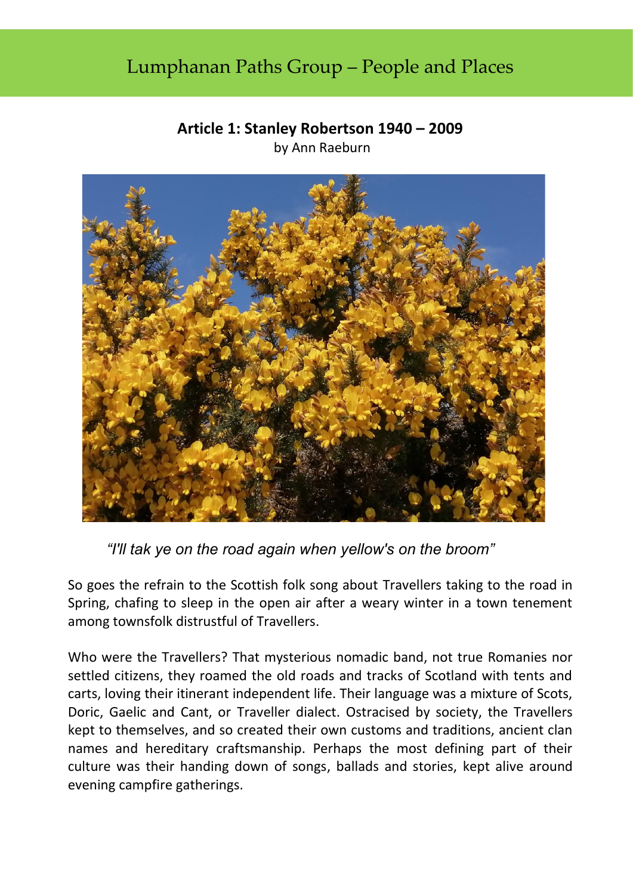# Lumphanan Paths Group – People and Places

## Article 1: Stanley Robertson 1940 – 2009

by Ann Raeburn

*"I'll tak ye on the road again when yellow's on the broom"*

So goes the refrain to the Scottish folk song about Travellers taking to the road in Spring, chafing to sleep in the open air after a weary winter in a town tenement among townsfolk distrustful of Travellers.

Who were the Travellers? That mysterious nomadic band, not true Romanies nor settled citizens, they roamed the old roads and tracks of Scotland with tents and carts, loving their itinerant independent life. Their language was a mixture of Scots, Doric, Gaelic and Cant, or Traveller dialect. Ostracised by society, the Travellers kept to themselves, and so created their own customs and traditions, ancient clan names and hereditary craftsmanship. Perhaps the most defining part of their culture was their handing down of songs, ballads and stories, kept alive around evening campfire gatherings.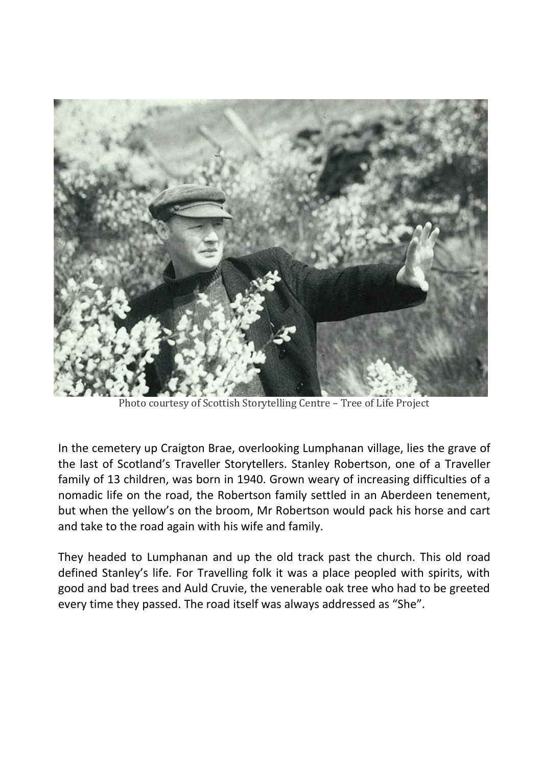Photo courtesy of Scottish Storytelling Centre – Tree of Life Project

In the cemetery up Craigton Brae, overlooking Lumphanan village, lies the grave of the last of Scotland's Traveller Storytellers. Stanley Robertson, one of a Traveller family of 13 children, was born in 1940. Grown weary of increasing difficulties of a nomadic life on the road, the Robertson family settled in an Aberdeen tenement, but when the yellow's on the broom, Mr Robertson would pack his horse and cart and take to the road again with his wife and family.

They headed to Lumphanan and up the old track past the church. This old road defined Stanley's life. For Travelling folk it was a place peopled with spirits, with good and bad trees and Auld Cruvie, the venerable oak tree who had to be greeted every time they passed. The road itself was always addressed as "She".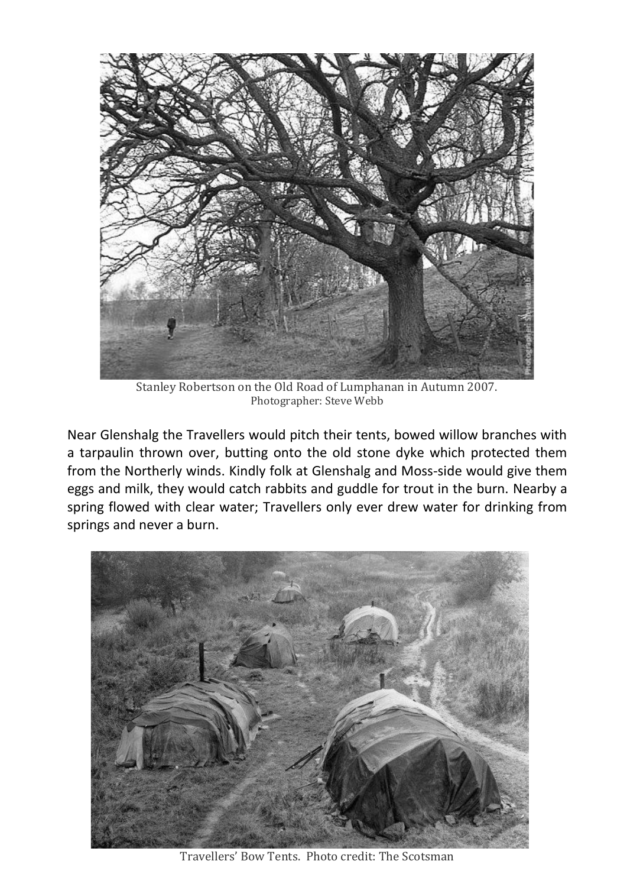Stanley Robertson on the Old Road of Lumphanan in Autumn 2007.
Photographer: Steve Webb

Near Glenshalg the Travellers would pitch their tents, bowed willow branches with a tarpaulin thrown over, butting onto the old stone dyke which protected them from the Northerly winds. Kindly folk at Glenshalg and Moss-side would give them eggs and milk, they would catch rabbits and guddle for trout in the burn. Nearby a spring flowed with clear water; Travellers only ever drew water for drinking from springs and never a burn.

Travellers' Bow Tents. Photo credit: The Scotsman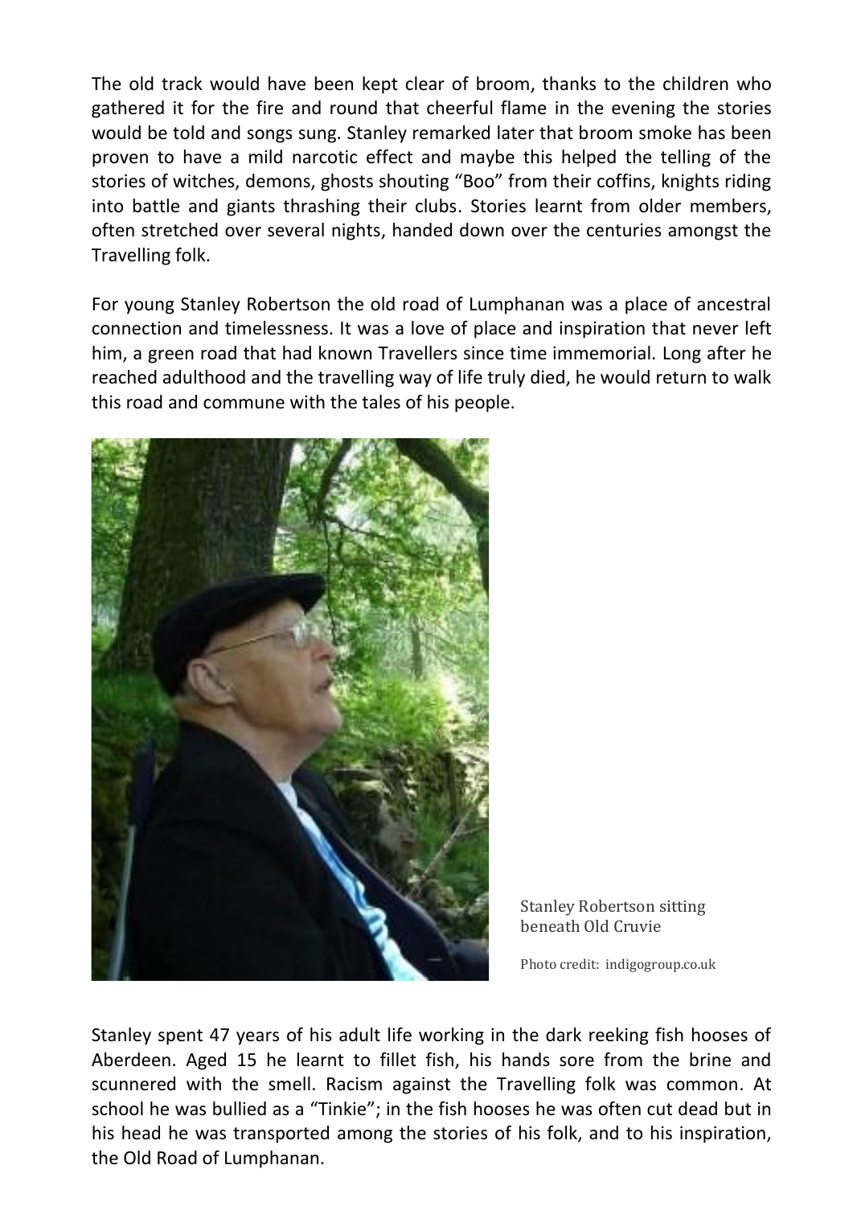The old track would have been kept clear of broom, thanks to the children who gathered it for the fire and round that cheerful flame in the evening the stories would be told and songs sung. Stanley remarked later that broom smoke has been proven to have a mild narcotic effect and maybe this helped the telling of the stories of witches, demons, ghosts shouting "Boo" from their coffins, knights riding into battle and giants thrashing their clubs. Stories learnt from older members, often stretched over several nights, handed down over the centuries amongst the Travelling folk.

For young Stanley Robertson the old road of Lumphanan was a place of ancestral connection and timelessness. It was a love of place and inspiration that never left him, a green road that had known Travellers since time immemorial. Long after he reached adulthood and the travelling way of life truly died, he would return to walk this road and commune with the tales of his people.

Stanley Robertson sitting beneath Old Cruvie

Photo credit: indigogroup.co.uk

Stanley spent 47 years of his adult life working in the dark reeking fish hooses of Aberdeen. Aged 15 he learnt to fillet fish, his hands sore from the brine and scunnered with the smell. Racism against the Travelling folk was common. At school he was bullied as a "Tinkie"; in the fish hooses he was often cut dead but in his head he was transported among the stories of his folk, and to his inspiration, the Old Road of Lumphanan.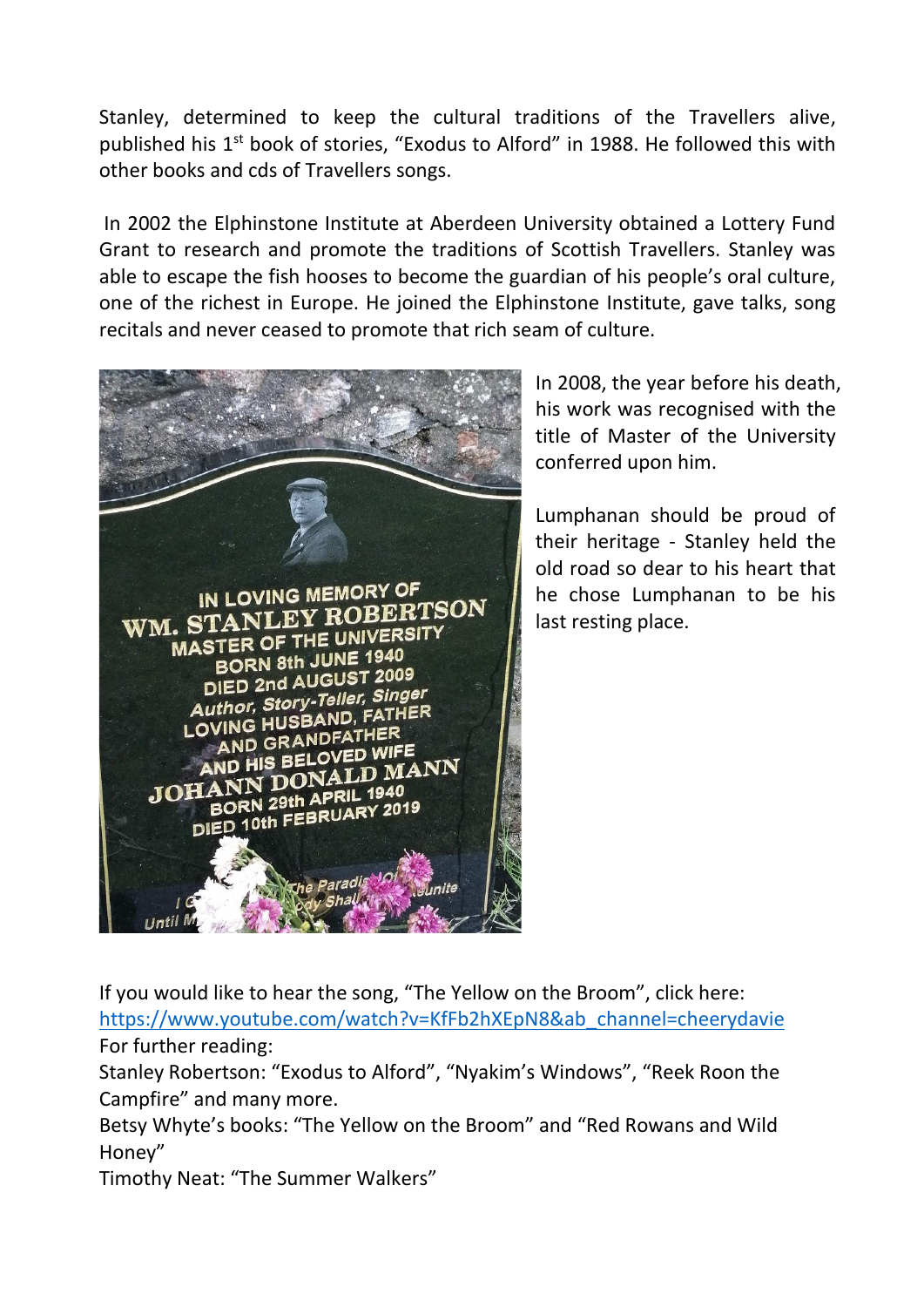Stanley, determined to keep the cultural traditions of the Travellers alive, published his 1st book of stories, "Exodus to Alford" in 1988. He followed this with other books and cds of Travellers songs.

In 2002 the Elphinstone Institute at Aberdeen University obtained a Lottery Fund Grant to research and promote the traditions of Scottish Travellers. Stanley was able to escape the fish hooses to become the guardian of his people's oral culture, one of the richest in Europe. He joined the Elphinstone Institute, gave talks, song recitals and never ceased to promote that rich seam of culture.

In 2008, the year before his death, his work was recognised with the title of Master of the University conferred upon him.

Lumphanan should be proud of their heritage - Stanley held the old road so dear to his heart that he chose Lumphanan to be his last resting place.

If you would like to hear the song, "The Yellow on the Broom", click here: https://www.youtube.com/watch?v=KfFb2hXEpN8&ab_channel=cheerydavie

For further reading:

Stanley Robertson: "Exodus to Alford", "Nyakim's Windows", "Reek Roon the Campfire" and many more.

Betsy Whyte's books: "The Yellow on the Broom" and "Red Rowans and Wild Honey"

Timothy Neat: "The Summer Walkers"